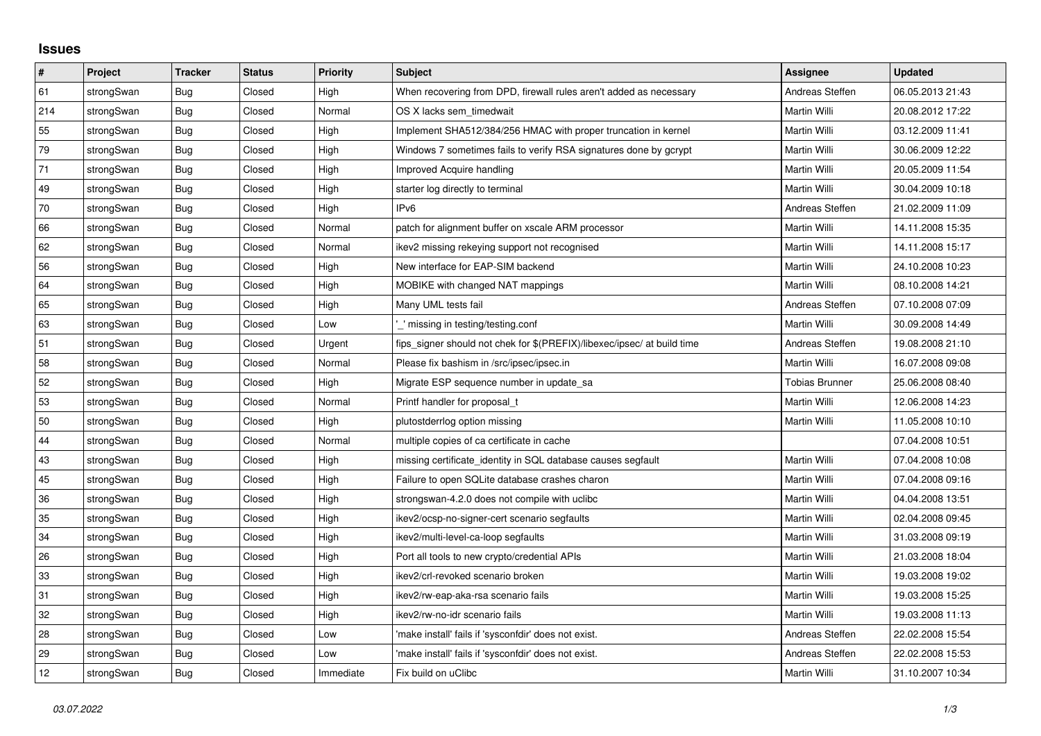## Issues

| # | Project | Tracker | Status | Priority | Subject | Assignee | Updated |
|---|---|---|---|---|---|---|---|
| 61 | strongSwan | Bug | Closed | High | When recovering from DPD, firewall rules aren't added as necessary | Andreas Steffen | 06.05.2013 21:43 |
| 214 | strongSwan | Bug | Closed | Normal | OS X lacks sem_timedwait | Martin Willi | 20.08.2012 17:22 |
| 55 | strongSwan | Bug | Closed | High | Implement SHA512/384/256 HMAC with proper truncation in kernel | Martin Willi | 03.12.2009 11:41 |
| 79 | strongSwan | Bug | Closed | High | Windows 7 sometimes fails to verify RSA signatures done by gcrypt | Martin Willi | 30.06.2009 12:22 |
| 71 | strongSwan | Bug | Closed | High | Improved Acquire handling | Martin Willi | 20.05.2009 11:54 |
| 49 | strongSwan | Bug | Closed | High | starter log directly to terminal | Martin Willi | 30.04.2009 10:18 |
| 70 | strongSwan | Bug | Closed | High | IPv6 | Andreas Steffen | 21.02.2009 11:09 |
| 66 | strongSwan | Bug | Closed | Normal | patch for alignment buffer on xscale ARM processor | Martin Willi | 14.11.2008 15:35 |
| 62 | strongSwan | Bug | Closed | Normal | ikev2 missing rekeying support not recognised | Martin Willi | 14.11.2008 15:17 |
| 56 | strongSwan | Bug | Closed | High | New interface for EAP-SIM backend | Martin Willi | 24.10.2008 10:23 |
| 64 | strongSwan | Bug | Closed | High | MOBIKE with changed NAT mappings | Martin Willi | 08.10.2008 14:21 |
| 65 | strongSwan | Bug | Closed | High | Many UML tests fail | Andreas Steffen | 07.10.2008 07:09 |
| 63 | strongSwan | Bug | Closed | Low | '_' missing in testing/testing.conf | Martin Willi | 30.09.2008 14:49 |
| 51 | strongSwan | Bug | Closed | Urgent | fips_signer should not chek for $(PREFIX)/libexec/ipsec/ at build time | Andreas Steffen | 19.08.2008 21:10 |
| 58 | strongSwan | Bug | Closed | Normal | Please fix bashism in /src/ipsec/ipsec.in | Martin Willi | 16.07.2008 09:08 |
| 52 | strongSwan | Bug | Closed | High | Migrate ESP sequence number in update_sa | Tobias Brunner | 25.06.2008 08:40 |
| 53 | strongSwan | Bug | Closed | Normal | Printf handler for proposal_t | Martin Willi | 12.06.2008 14:23 |
| 50 | strongSwan | Bug | Closed | High | plutostderrlog option missing | Martin Willi | 11.05.2008 10:10 |
| 44 | strongSwan | Bug | Closed | Normal | multiple copies of ca certificate in cache | | 07.04.2008 10:51 |
| 43 | strongSwan | Bug | Closed | High | missing certificate_identity in SQL database causes segfault | Martin Willi | 07.04.2008 10:08 |
| 45 | strongSwan | Bug | Closed | High | Failure to open SQLite database crashes charon | Martin Willi | 07.04.2008 09:16 |
| 36 | strongSwan | Bug | Closed | High | strongswan-4.2.0 does not compile with uclibc | Martin Willi | 04.04.2008 13:51 |
| 35 | strongSwan | Bug | Closed | High | ikev2/ocsp-no-signer-cert scenario segfaults | Martin Willi | 02.04.2008 09:45 |
| 34 | strongSwan | Bug | Closed | High | ikev2/multi-level-ca-loop segfaults | Martin Willi | 31.03.2008 09:19 |
| 26 | strongSwan | Bug | Closed | High | Port all tools to new crypto/credential APIs | Martin Willi | 21.03.2008 18:04 |
| 33 | strongSwan | Bug | Closed | High | ikev2/crl-revoked scenario broken | Martin Willi | 19.03.2008 19:02 |
| 31 | strongSwan | Bug | Closed | High | ikev2/rw-eap-aka-rsa scenario fails | Martin Willi | 19.03.2008 15:25 |
| 32 | strongSwan | Bug | Closed | High | ikev2/rw-no-idr scenario fails | Martin Willi | 19.03.2008 11:13 |
| 28 | strongSwan | Bug | Closed | Low | 'make install' fails if 'sysconfdir' does not exist. | Andreas Steffen | 22.02.2008 15:54 |
| 29 | strongSwan | Bug | Closed | Low | 'make install' fails if 'sysconfdir' does not exist. | Andreas Steffen | 22.02.2008 15:53 |
| 12 | strongSwan | Bug | Closed | Immediate | Fix build on uClibc | Martin Willi | 31.10.2007 10:34 |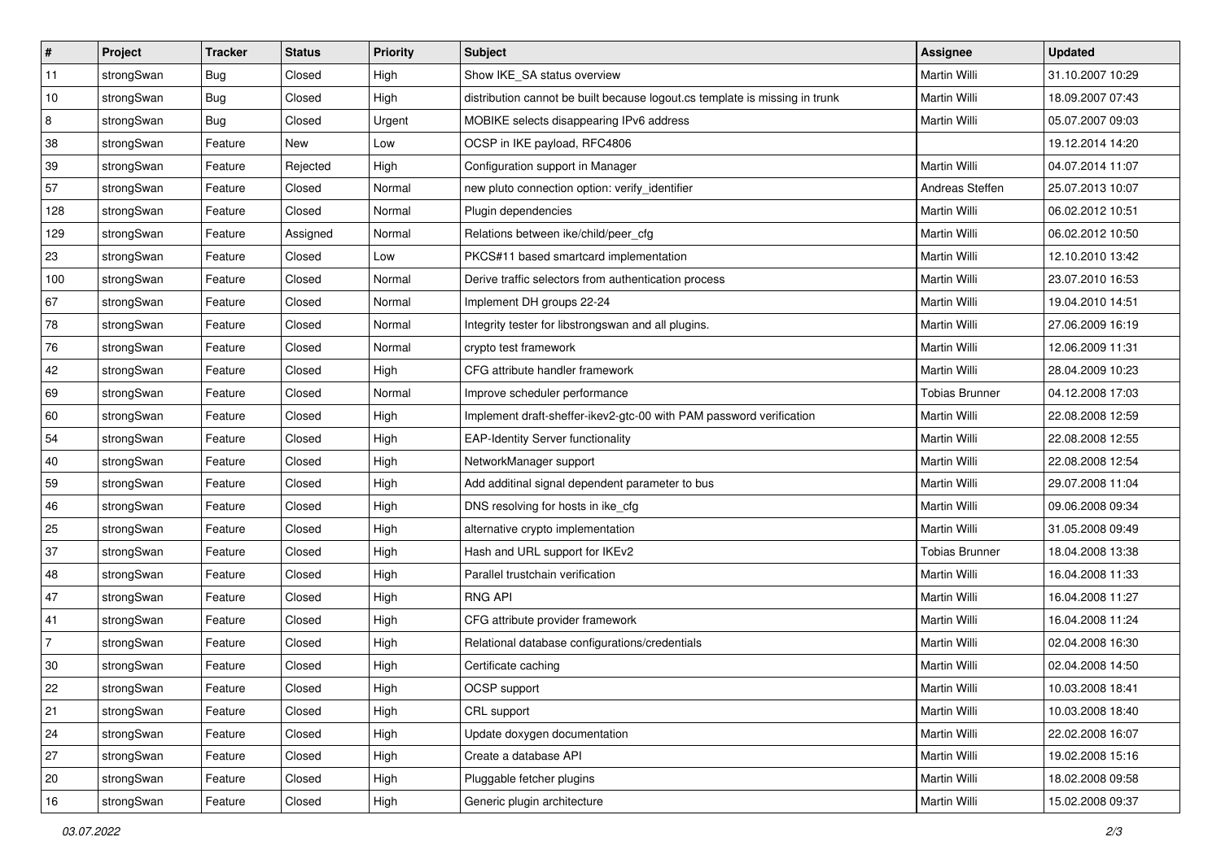| # | Project | Tracker | Status | Priority | Subject | Assignee | Updated |
|---|---|---|---|---|---|---|---|
| 11 | strongSwan | Bug | Closed | High | Show IKE_SA status overview | Martin Willi | 31.10.2007 10:29 |
| 10 | strongSwan | Bug | Closed | High | distribution cannot be built because logout.cs template is missing in trunk | Martin Willi | 18.09.2007 07:43 |
| 8 | strongSwan | Bug | Closed | Urgent | MOBIKE selects disappearing IPv6 address | Martin Willi | 05.07.2007 09:03 |
| 38 | strongSwan | Feature | New | Low | OCSP in IKE payload, RFC4806 | | 19.12.2014 14:20 |
| 39 | strongSwan | Feature | Rejected | High | Configuration support in Manager | Martin Willi | 04.07.2014 11:07 |
| 57 | strongSwan | Feature | Closed | Normal | new pluto connection option: verify_identifier | Andreas Steffen | 25.07.2013 10:07 |
| 128 | strongSwan | Feature | Closed | Normal | Plugin dependencies | Martin Willi | 06.02.2012 10:51 |
| 129 | strongSwan | Feature | Assigned | Normal | Relations between ike/child/peer_cfg | Martin Willi | 06.02.2012 10:50 |
| 23 | strongSwan | Feature | Closed | Low | PKCS#11 based smartcard implementation | Martin Willi | 12.10.2010 13:42 |
| 100 | strongSwan | Feature | Closed | Normal | Derive traffic selectors from authentication process | Martin Willi | 23.07.2010 16:53 |
| 67 | strongSwan | Feature | Closed | Normal | Implement DH groups 22-24 | Martin Willi | 19.04.2010 14:51 |
| 78 | strongSwan | Feature | Closed | Normal | Integrity tester for libstrongswan and all plugins. | Martin Willi | 27.06.2009 16:19 |
| 76 | strongSwan | Feature | Closed | Normal | crypto test framework | Martin Willi | 12.06.2009 11:31 |
| 42 | strongSwan | Feature | Closed | High | CFG attribute handler framework | Martin Willi | 28.04.2009 10:23 |
| 69 | strongSwan | Feature | Closed | Normal | Improve scheduler performance | Tobias Brunner | 04.12.2008 17:03 |
| 60 | strongSwan | Feature | Closed | High | Implement draft-sheffer-ikev2-gtc-00 with PAM password verification | Martin Willi | 22.08.2008 12:59 |
| 54 | strongSwan | Feature | Closed | High | EAP-Identity Server functionality | Martin Willi | 22.08.2008 12:55 |
| 40 | strongSwan | Feature | Closed | High | NetworkManager support | Martin Willi | 22.08.2008 12:54 |
| 59 | strongSwan | Feature | Closed | High | Add additinal signal dependent parameter to bus | Martin Willi | 29.07.2008 11:04 |
| 46 | strongSwan | Feature | Closed | High | DNS resolving for hosts in ike_cfg | Martin Willi | 09.06.2008 09:34 |
| 25 | strongSwan | Feature | Closed | High | alternative crypto implementation | Martin Willi | 31.05.2008 09:49 |
| 37 | strongSwan | Feature | Closed | High | Hash and URL support for IKEv2 | Tobias Brunner | 18.04.2008 13:38 |
| 48 | strongSwan | Feature | Closed | High | Parallel trustchain verification | Martin Willi | 16.04.2008 11:33 |
| 47 | strongSwan | Feature | Closed | High | RNG API | Martin Willi | 16.04.2008 11:27 |
| 41 | strongSwan | Feature | Closed | High | CFG attribute provider framework | Martin Willi | 16.04.2008 11:24 |
| 7 | strongSwan | Feature | Closed | High | Relational database configurations/credentials | Martin Willi | 02.04.2008 16:30 |
| 30 | strongSwan | Feature | Closed | High | Certificate caching | Martin Willi | 02.04.2008 14:50 |
| 22 | strongSwan | Feature | Closed | High | OCSP support | Martin Willi | 10.03.2008 18:41 |
| 21 | strongSwan | Feature | Closed | High | CRL support | Martin Willi | 10.03.2008 18:40 |
| 24 | strongSwan | Feature | Closed | High | Update doxygen documentation | Martin Willi | 22.02.2008 16:07 |
| 27 | strongSwan | Feature | Closed | High | Create a database API | Martin Willi | 19.02.2008 15:16 |
| 20 | strongSwan | Feature | Closed | High | Pluggable fetcher plugins | Martin Willi | 18.02.2008 09:58 |
| 16 | strongSwan | Feature | Closed | High | Generic plugin architecture | Martin Willi | 15.02.2008 09:37 |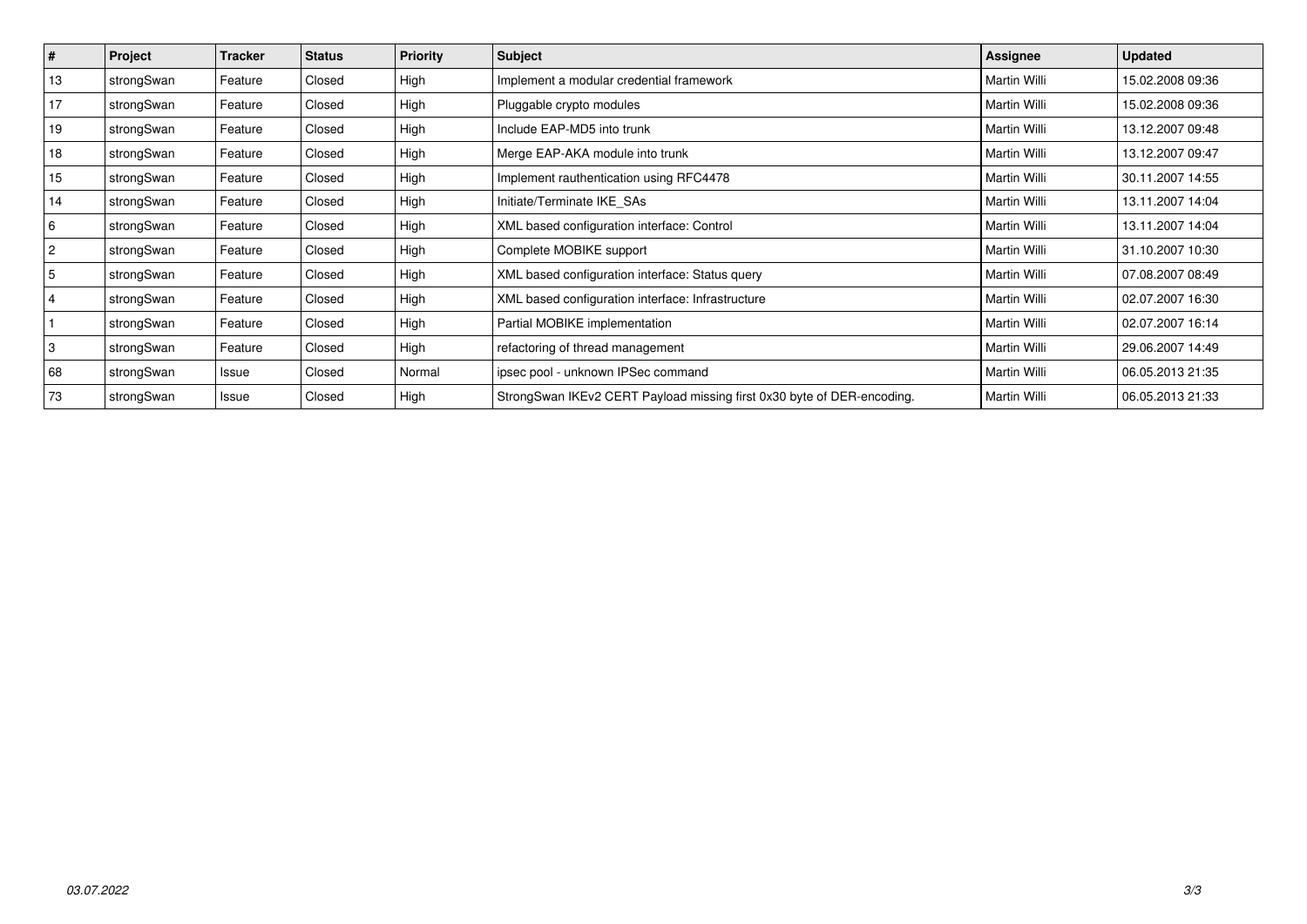| # | Project | Tracker | Status | Priority | Subject | Assignee | Updated |
|---|---|---|---|---|---|---|---|
| 13 | strongSwan | Feature | Closed | High | Implement a modular credential framework | Martin Willi | 15.02.2008 09:36 |
| 17 | strongSwan | Feature | Closed | High | Pluggable crypto modules | Martin Willi | 15.02.2008 09:36 |
| 19 | strongSwan | Feature | Closed | High | Include EAP-MD5 into trunk | Martin Willi | 13.12.2007 09:48 |
| 18 | strongSwan | Feature | Closed | High | Merge EAP-AKA module into trunk | Martin Willi | 13.12.2007 09:47 |
| 15 | strongSwan | Feature | Closed | High | Implement rauthentication using RFC4478 | Martin Willi | 30.11.2007 14:55 |
| 14 | strongSwan | Feature | Closed | High | Initiate/Terminate IKE_SAs | Martin Willi | 13.11.2007 14:04 |
| 6 | strongSwan | Feature | Closed | High | XML based configuration interface: Control | Martin Willi | 13.11.2007 14:04 |
| 2 | strongSwan | Feature | Closed | High | Complete MOBIKE support | Martin Willi | 31.10.2007 10:30 |
| 5 | strongSwan | Feature | Closed | High | XML based configuration interface: Status query | Martin Willi | 07.08.2007 08:49 |
| 4 | strongSwan | Feature | Closed | High | XML based configuration interface: Infrastructure | Martin Willi | 02.07.2007 16:30 |
| 1 | strongSwan | Feature | Closed | High | Partial MOBIKE implementation | Martin Willi | 02.07.2007 16:14 |
| 3 | strongSwan | Feature | Closed | High | refactoring of thread management | Martin Willi | 29.06.2007 14:49 |
| 68 | strongSwan | Issue | Closed | Normal | ipsec pool - unknown IPSec command | Martin Willi | 06.05.2013 21:35 |
| 73 | strongSwan | Issue | Closed | High | StrongSwan IKEv2 CERT Payload missing first 0x30 byte of DER-encoding. | Martin Willi | 06.05.2013 21:33 |

*03.07.2022*